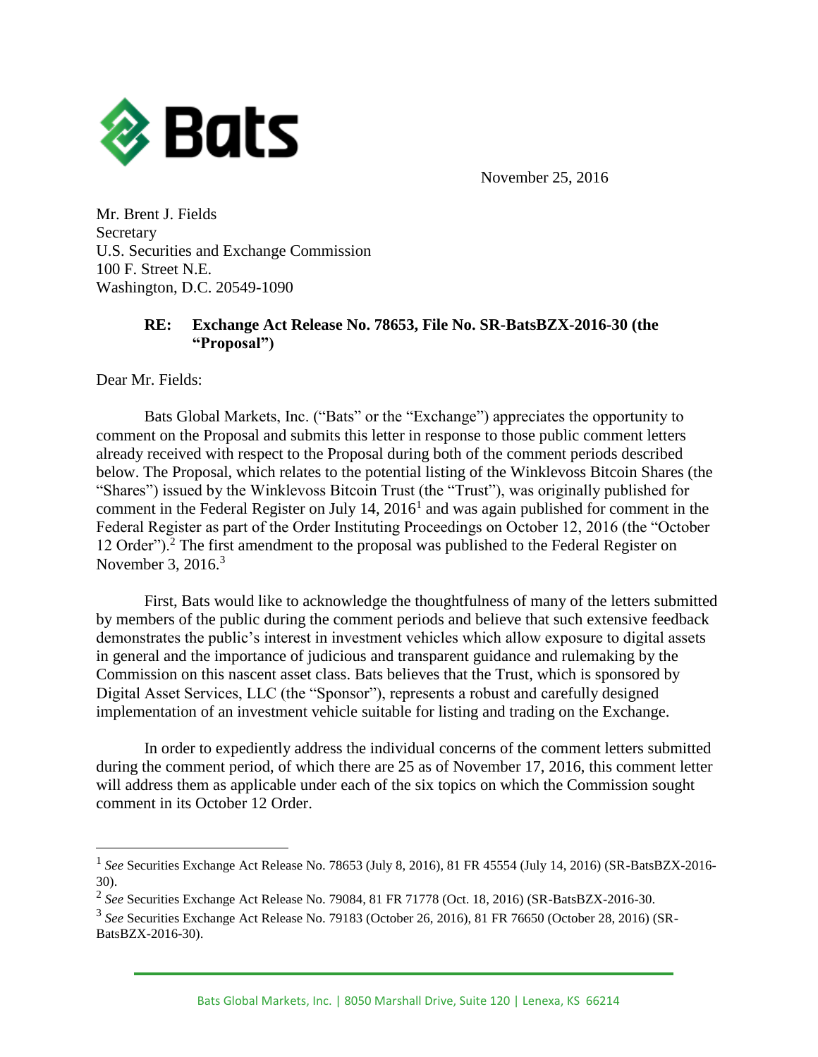Bats

November 25, 2016

Mr. Brent J. Fields
Secretary
U.S. Securities and Exchange Commission
100 F. Street N.E.
Washington, D.C. 20549-1090

**RE: Exchange Act Release No. 78653, File No. SR-BatsBZX-2016-30 (the "Proposal")**

Dear Mr. Fields:

Bats Global Markets, Inc. ("Bats" or the "Exchange") appreciates the opportunity to comment on the Proposal and submits this letter in response to those public comment letters already received with respect to the Proposal during both of the comment periods described below. The Proposal, which relates to the potential listing of the Winklevoss Bitcoin Shares (the "Shares") issued by the Winklevoss Bitcoin Trust (the "Trust"), was originally published for comment in the Federal Register on July 14, 2016[1] and was again published for comment in the Federal Register as part of the Order Instituting Proceedings on October 12, 2016 (the "October 12 Order").[2] The first amendment to the proposal was published to the Federal Register on November 3, 2016.[3]

First, Bats would like to acknowledge the thoughtfulness of many of the letters submitted by members of the public during the comment periods and believe that such extensive feedback demonstrates the public's interest in investment vehicles which allow exposure to digital assets in general and the importance of judicious and transparent guidance and rulemaking by the Commission on this nascent asset class. Bats believes that the Trust, which is sponsored by Digital Asset Services, LLC (the "Sponsor"), represents a robust and carefully designed implementation of an investment vehicle suitable for listing and trading on the Exchange.

In order to expediently address the individual concerns of the comment letters submitted during the comment period, of which there are 25 as of November 17, 2016, this comment letter will address them as applicable under each of the six topics on which the Commission sought comment in its October 12 Order.

---

[1] *See* Securities Exchange Act Release No. 78653 (July 8, 2016), 81 FR 45554 (July 14, 2016) (SR-BatsBZX-2016-30).

[2] *See* Securities Exchange Act Release No. 79084, 81 FR 71778 (Oct. 18, 2016) (SR-BatsBZX-2016-30.

[3] *See* Securities Exchange Act Release No. 79183 (October 26, 2016), 81 FR 76650 (October 28, 2016) (SR-BatsBZX-2016-30).

Bats Global Markets, Inc. | 8050 Marshall Drive, Suite 120 | Lenexa, KS 66214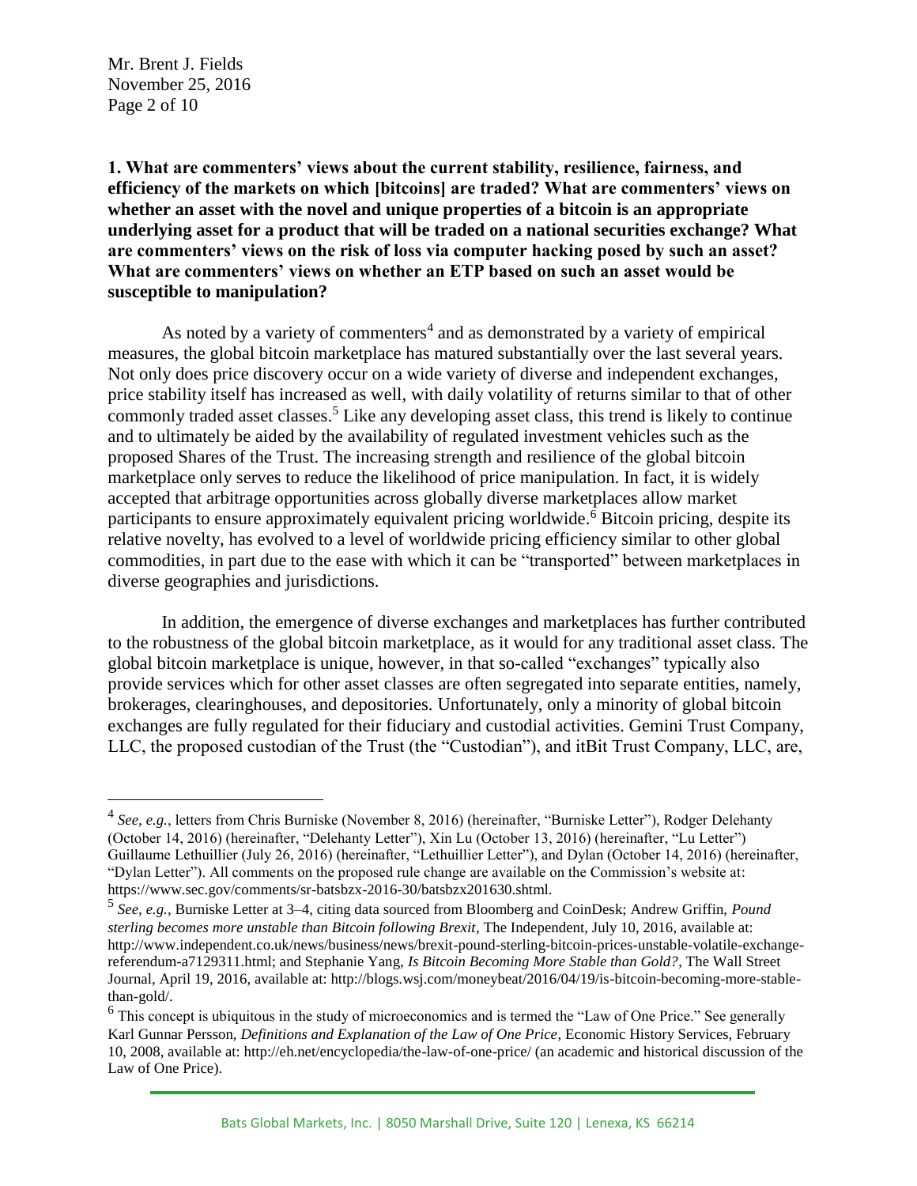**1. What are commenters' views about the current stability, resilience, fairness, and efficiency of the markets on which [bitcoins] are traded? What are commenters' views on whether an asset with the novel and unique properties of a bitcoin is an appropriate underlying asset for a product that will be traded on a national securities exchange? What are commenters' views on the risk of loss via computer hacking posed by such an asset? What are commenters' views on whether an ETP based on such an asset would be susceptible to manipulation?**

As noted by a variety of commenters[4] and as demonstrated by a variety of empirical measures, the global bitcoin marketplace has matured substantially over the last several years. Not only does price discovery occur on a wide variety of diverse and independent exchanges, price stability itself has increased as well, with daily volatility of returns similar to that of other commonly traded asset classes.[5] Like any developing asset class, this trend is likely to continue and to ultimately be aided by the availability of regulated investment vehicles such as the proposed Shares of the Trust. The increasing strength and resilience of the global bitcoin marketplace only serves to reduce the likelihood of price manipulation. In fact, it is widely accepted that arbitrage opportunities across globally diverse marketplaces allow market participants to ensure approximately equivalent pricing worldwide.[6] Bitcoin pricing, despite its relative novelty, has evolved to a level of worldwide pricing efficiency similar to other global commodities, in part due to the ease with which it can be "transported" between marketplaces in diverse geographies and jurisdictions.

In addition, the emergence of diverse exchanges and marketplaces has further contributed to the robustness of the global bitcoin marketplace, as it would for any traditional asset class. The global bitcoin marketplace is unique, however, in that so-called "exchanges" typically also provide services which for other asset classes are often segregated into separate entities, namely, brokerages, clearinghouses, and depositories. Unfortunately, only a minority of global bitcoin exchanges are fully regulated for their fiduciary and custodial activities. Gemini Trust Company, LLC, the proposed custodian of the Trust (the "Custodian"), and itBit Trust Company, LLC, are,

---

[4] *See, e.g.*, letters from Chris Burniske (November 8, 2016) (hereinafter, "Burniske Letter"), Rodger Delehanty (October 14, 2016) (hereinafter, "Delehanty Letter"), Xin Lu (October 13, 2016) (hereinafter, "Lu Letter") Guillaume Lethuillier (July 26, 2016) (hereinafter, "Lethuillier Letter"), and Dylan (October 14, 2016) (hereinafter, "Dylan Letter"). All comments on the proposed rule change are available on the Commission's website at: https://www.sec.gov/comments/sr-batsbzx-2016-30/batsbzx201630.shtml.

[5] *See, e.g.*, Burniske Letter at 3–4, citing data sourced from Bloomberg and CoinDesk; Andrew Griffin, *Pound sterling becomes more unstable than Bitcoin following Brexit*, The Independent, July 10, 2016, available at: http://www.independent.co.uk/news/business/news/brexit-pound-sterling-bitcoin-prices-unstable-volatile-exchange-referendum-a7129311.html; and Stephanie Yang, *Is Bitcoin Becoming More Stable than Gold?*, The Wall Street Journal, April 19, 2016, available at: http://blogs.wsj.com/moneybeat/2016/04/19/is-bitcoin-becoming-more-stable-than-gold/.

[6] This concept is ubiquitous in the study of microeconomics and is termed the "Law of One Price." See generally Karl Gunnar Persson, *Definitions and Explanation of the Law of One Price*, Economic History Services, February 10, 2008, available at: http://eh.net/encyclopedia/the-law-of-one-price/ (an academic and historical discussion of the Law of One Price).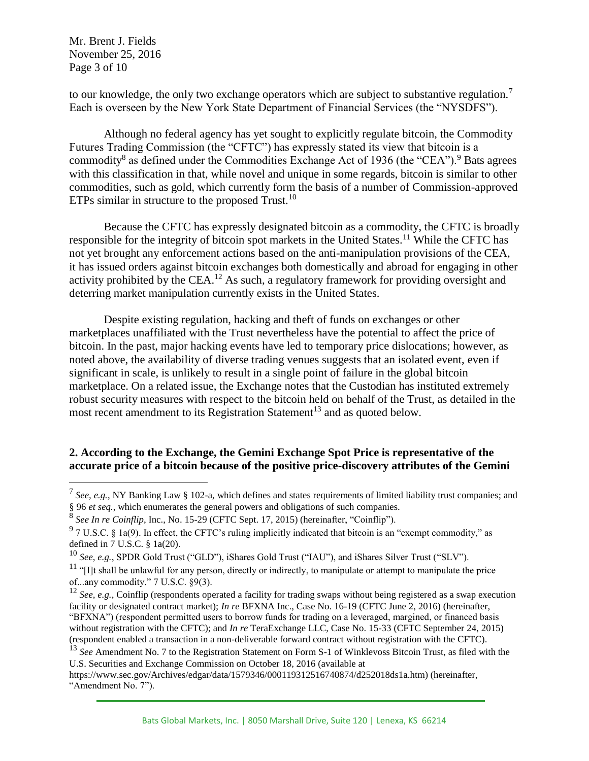to our knowledge, the only two exchange operators which are subject to substantive regulation.[7] Each is overseen by the New York State Department of Financial Services (the "NYSDFS").

Although no federal agency has yet sought to explicitly regulate bitcoin, the Commodity Futures Trading Commission (the "CFTC") has expressly stated its view that bitcoin is a commodity[8] as defined under the Commodities Exchange Act of 1936 (the "CEA").[9] Bats agrees with this classification in that, while novel and unique in some regards, bitcoin is similar to other commodities, such as gold, which currently form the basis of a number of Commission-approved ETPs similar in structure to the proposed Trust.[10]

Because the CFTC has expressly designated bitcoin as a commodity, the CFTC is broadly responsible for the integrity of bitcoin spot markets in the United States.[11] While the CFTC has not yet brought any enforcement actions based on the anti-manipulation provisions of the CEA, it has issued orders against bitcoin exchanges both domestically and abroad for engaging in other activity prohibited by the CEA.[12] As such, a regulatory framework for providing oversight and deterring market manipulation currently exists in the United States.

Despite existing regulation, hacking and theft of funds on exchanges or other marketplaces unaffiliated with the Trust nevertheless have the potential to affect the price of bitcoin. In the past, major hacking events have led to temporary price dislocations; however, as noted above, the availability of diverse trading venues suggests that an isolated event, even if significant in scale, is unlikely to result in a single point of failure in the global bitcoin marketplace. On a related issue, the Exchange notes that the Custodian has instituted extremely robust security measures with respect to the bitcoin held on behalf of the Trust, as detailed in the most recent amendment to its Registration Statement[13] and as quoted below.

**2. According to the Exchange, the Gemini Exchange Spot Price is representative of the accurate price of a bitcoin because of the positive price-discovery attributes of the Gemini**

---

[7] *See, e.g.*, NY Banking Law § 102-a, which defines and states requirements of limited liability trust companies; and § 96 *et seq.*, which enumerates the general powers and obligations of such companies.

[8] *See In re Coinflip*, Inc., No. 15-29 (CFTC Sept. 17, 2015) (hereinafter, "Coinflip").

[9] 7 U.S.C. § 1a(9). In effect, the CFTC's ruling implicitly indicated that bitcoin is an "exempt commodity," as defined in 7 U.S.C. § 1a(20).

[10] *See, e.g.*, SPDR Gold Trust ("GLD"), iShares Gold Trust ("IAU"), and iShares Silver Trust ("SLV").

[11] "[I]t shall be unlawful for any person, directly or indirectly, to manipulate or attempt to manipulate the price of...any commodity." 7 U.S.C. §9(3).

[12] *See, e.g.*, Coinflip (respondents operated a facility for trading swaps without being registered as a swap execution facility or designated contract market); *In re* BFXNA Inc., Case No. 16-19 (CFTC June 2, 2016) (hereinafter, "BFXNA") (respondent permitted users to borrow funds for trading on a leveraged, margined, or financed basis without registration with the CFTC); and *In re* TeraExchange LLC, Case No. 15-33 (CFTC September 24, 2015) (respondent enabled a transaction in a non-deliverable forward contract without registration with the CFTC).

[13] *See* Amendment No. 7 to the Registration Statement on Form S-1 of Winklevoss Bitcoin Trust, as filed with the U.S. Securities and Exchange Commission on October 18, 2016 (available at https://www.sec.gov/Archives/edgar/data/1579346/000119312516740874/d252018ds1a.htm) (hereinafter, "Amendment No. 7").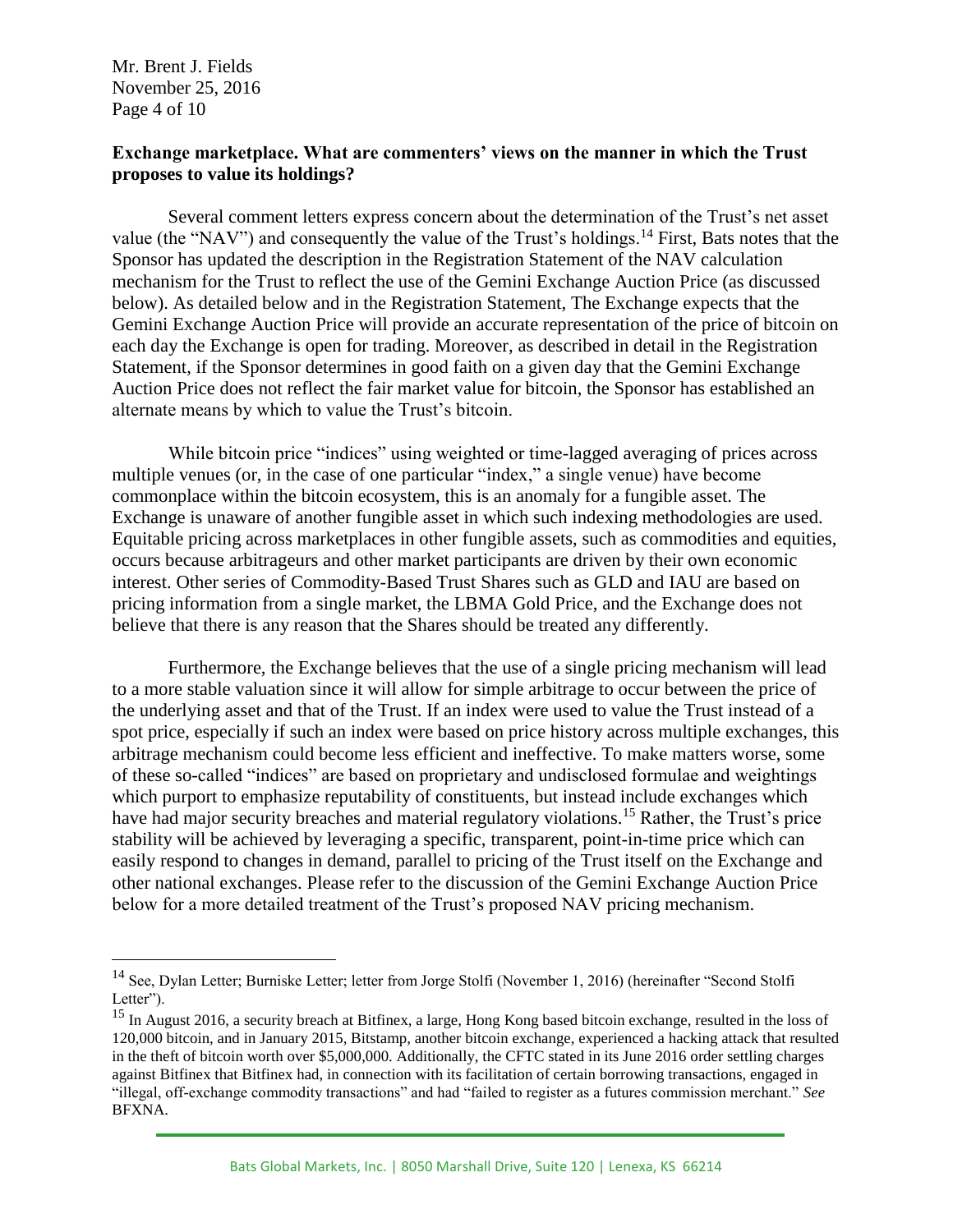**Exchange marketplace. What are commenters' views on the manner in which the Trust proposes to value its holdings?**

Several comment letters express concern about the determination of the Trust's net asset value (the "NAV") and consequently the value of the Trust's holdings.[14] First, Bats notes that the Sponsor has updated the description in the Registration Statement of the NAV calculation mechanism for the Trust to reflect the use of the Gemini Exchange Auction Price (as discussed below). As detailed below and in the Registration Statement, The Exchange expects that the Gemini Exchange Auction Price will provide an accurate representation of the price of bitcoin on each day the Exchange is open for trading. Moreover, as described in detail in the Registration Statement, if the Sponsor determines in good faith on a given day that the Gemini Exchange Auction Price does not reflect the fair market value for bitcoin, the Sponsor has established an alternate means by which to value the Trust's bitcoin.

While bitcoin price "indices" using weighted or time-lagged averaging of prices across multiple venues (or, in the case of one particular "index," a single venue) have become commonplace within the bitcoin ecosystem, this is an anomaly for a fungible asset. The Exchange is unaware of another fungible asset in which such indexing methodologies are used. Equitable pricing across marketplaces in other fungible assets, such as commodities and equities, occurs because arbitrageurs and other market participants are driven by their own economic interest. Other series of Commodity-Based Trust Shares such as GLD and IAU are based on pricing information from a single market, the LBMA Gold Price, and the Exchange does not believe that there is any reason that the Shares should be treated any differently.

Furthermore, the Exchange believes that the use of a single pricing mechanism will lead to a more stable valuation since it will allow for simple arbitrage to occur between the price of the underlying asset and that of the Trust. If an index were used to value the Trust instead of a spot price, especially if such an index were based on price history across multiple exchanges, this arbitrage mechanism could become less efficient and ineffective. To make matters worse, some of these so-called "indices" are based on proprietary and undisclosed formulae and weightings which purport to emphasize reputability of constituents, but instead include exchanges which have had major security breaches and material regulatory violations.[15] Rather, the Trust's price stability will be achieved by leveraging a specific, transparent, point-in-time price which can easily respond to changes in demand, parallel to pricing of the Trust itself on the Exchange and other national exchanges. Please refer to the discussion of the Gemini Exchange Auction Price below for a more detailed treatment of the Trust's proposed NAV pricing mechanism.

---

[14] See, Dylan Letter; Burniske Letter; letter from Jorge Stolfi (November 1, 2016) (hereinafter "Second Stolfi Letter").

[15] In August 2016, a security breach at Bitfinex, a large, Hong Kong based bitcoin exchange, resulted in the loss of 120,000 bitcoin, and in January 2015, Bitstamp, another bitcoin exchange, experienced a hacking attack that resulted in the theft of bitcoin worth over $5,000,000. Additionally, the CFTC stated in its June 2016 order settling charges against Bitfinex that Bitfinex had, in connection with its facilitation of certain borrowing transactions, engaged in "illegal, off-exchange commodity transactions" and had "failed to register as a futures commission merchant." *See* BFXNA.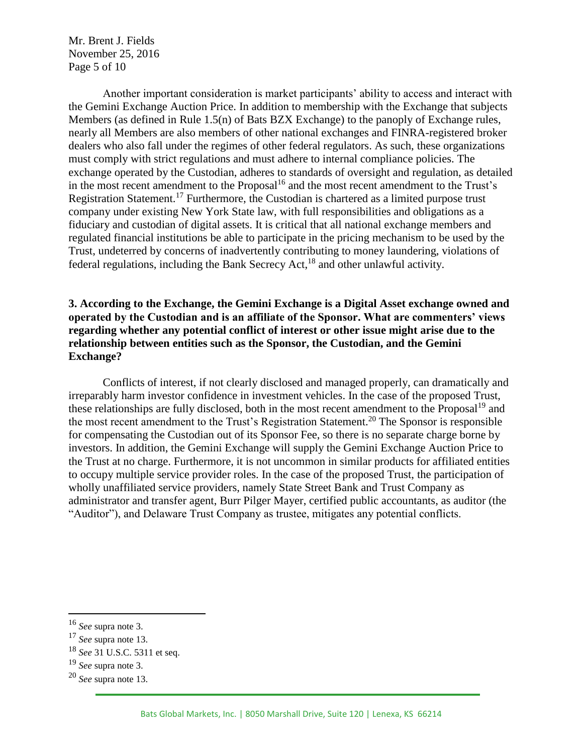Another important consideration is market participants' ability to access and interact with the Gemini Exchange Auction Price. In addition to membership with the Exchange that subjects Members (as defined in Rule 1.5(n) of Bats BZX Exchange) to the panoply of Exchange rules, nearly all Members are also members of other national exchanges and FINRA-registered broker dealers who also fall under the regimes of other federal regulators. As such, these organizations must comply with strict regulations and must adhere to internal compliance policies. The exchange operated by the Custodian, adheres to standards of oversight and regulation, as detailed in the most recent amendment to the Proposal[16] and the most recent amendment to the Trust's Registration Statement.[17] Furthermore, the Custodian is chartered as a limited purpose trust company under existing New York State law, with full responsibilities and obligations as a fiduciary and custodian of digital assets. It is critical that all national exchange members and regulated financial institutions be able to participate in the pricing mechanism to be used by the Trust, undeterred by concerns of inadvertently contributing to money laundering, violations of federal regulations, including the Bank Secrecy Act,[18] and other unlawful activity.

**3. According to the Exchange, the Gemini Exchange is a Digital Asset exchange owned and operated by the Custodian and is an affiliate of the Sponsor. What are commenters' views regarding whether any potential conflict of interest or other issue might arise due to the relationship between entities such as the Sponsor, the Custodian, and the Gemini Exchange?**

Conflicts of interest, if not clearly disclosed and managed properly, can dramatically and irreparably harm investor confidence in investment vehicles. In the case of the proposed Trust, these relationships are fully disclosed, both in the most recent amendment to the Proposal[19] and the most recent amendment to the Trust's Registration Statement.[20] The Sponsor is responsible for compensating the Custodian out of its Sponsor Fee, so there is no separate charge borne by investors. In addition, the Gemini Exchange will supply the Gemini Exchange Auction Price to the Trust at no charge. Furthermore, it is not uncommon in similar products for affiliated entities to occupy multiple service provider roles. In the case of the proposed Trust, the participation of wholly unaffiliated service providers, namely State Street Bank and Trust Company as administrator and transfer agent, Burr Pilger Mayer, certified public accountants, as auditor (the "Auditor"), and Delaware Trust Company as trustee, mitigates any potential conflicts.

---

[16] *See* supra note 3.

[17] *See* supra note 13.

[18] *See* 31 U.S.C. 5311 et seq.

[19] *See* supra note 3.

[20] *See* supra note 13.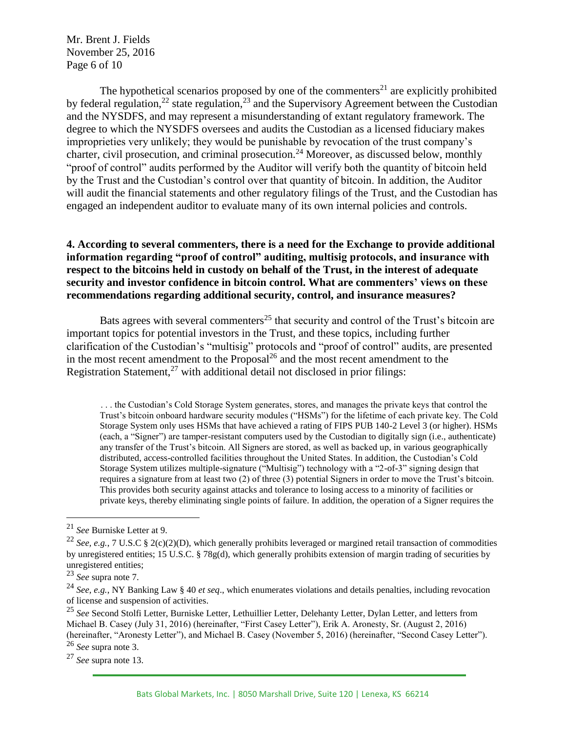The hypothetical scenarios proposed by one of the commenters[21] are explicitly prohibited by federal regulation,[22] state regulation,[23] and the Supervisory Agreement between the Custodian and the NYSDFS, and may represent a misunderstanding of extant regulatory framework. The degree to which the NYSDFS oversees and audits the Custodian as a licensed fiduciary makes improprieties very unlikely; they would be punishable by revocation of the trust company's charter, civil prosecution, and criminal prosecution.[24] Moreover, as discussed below, monthly "proof of control" audits performed by the Auditor will verify both the quantity of bitcoin held by the Trust and the Custodian's control over that quantity of bitcoin. In addition, the Auditor will audit the financial statements and other regulatory filings of the Trust, and the Custodian has engaged an independent auditor to evaluate many of its own internal policies and controls.

**4. According to several commenters, there is a need for the Exchange to provide additional information regarding "proof of control" auditing, multisig protocols, and insurance with respect to the bitcoins held in custody on behalf of the Trust, in the interest of adequate security and investor confidence in bitcoin control. What are commenters' views on these recommendations regarding additional security, control, and insurance measures?**

Bats agrees with several commenters[25] that security and control of the Trust's bitcoin are important topics for potential investors in the Trust, and these topics, including further clarification of the Custodian's "multisig" protocols and "proof of control" audits, are presented in the most recent amendment to the Proposal[26] and the most recent amendment to the Registration Statement,[27] with additional detail not disclosed in prior filings:

> . . . the Custodian's Cold Storage System generates, stores, and manages the private keys that control the Trust's bitcoin onboard hardware security modules ("HSMs") for the lifetime of each private key. The Cold Storage System only uses HSMs that have achieved a rating of FIPS PUB 140-2 Level 3 (or higher). HSMs (each, a "Signer") are tamper-resistant computers used by the Custodian to digitally sign (i.e., authenticate) any transfer of the Trust's bitcoin. All Signers are stored, as well as backed up, in various geographically distributed, access-controlled facilities throughout the United States. In addition, the Custodian's Cold Storage System utilizes multiple-signature ("Multisig") technology with a "2-of-3" signing design that requires a signature from at least two (2) of three (3) potential Signers in order to move the Trust's bitcoin. This provides both security against attacks and tolerance to losing access to a minority of facilities or private keys, thereby eliminating single points of failure. In addition, the operation of a Signer requires the

---

[21] *See* Burniske Letter at 9.

[22] *See, e.g.*, 7 U.S.C § 2(c)(2)(D), which generally prohibits leveraged or margined retail transaction of commodities by unregistered entities; 15 U.S.C. § 78g(d), which generally prohibits extension of margin trading of securities by unregistered entities;

[23] *See* supra note 7.

[24] *See, e.g.*, NY Banking Law § 40 *et seq*., which enumerates violations and details penalties, including revocation of license and suspension of activities.

[25] *See* Second Stolfi Letter, Burniske Letter, Lethuillier Letter, Delehanty Letter, Dylan Letter, and letters from Michael B. Casey (July 31, 2016) (hereinafter, "First Casey Letter"), Erik A. Aronesty, Sr. (August 2, 2016) (hereinafter, "Aronesty Letter"), and Michael B. Casey (November 5, 2016) (hereinafter, "Second Casey Letter").

[26] *See* supra note 3.

[27] *See* supra note 13.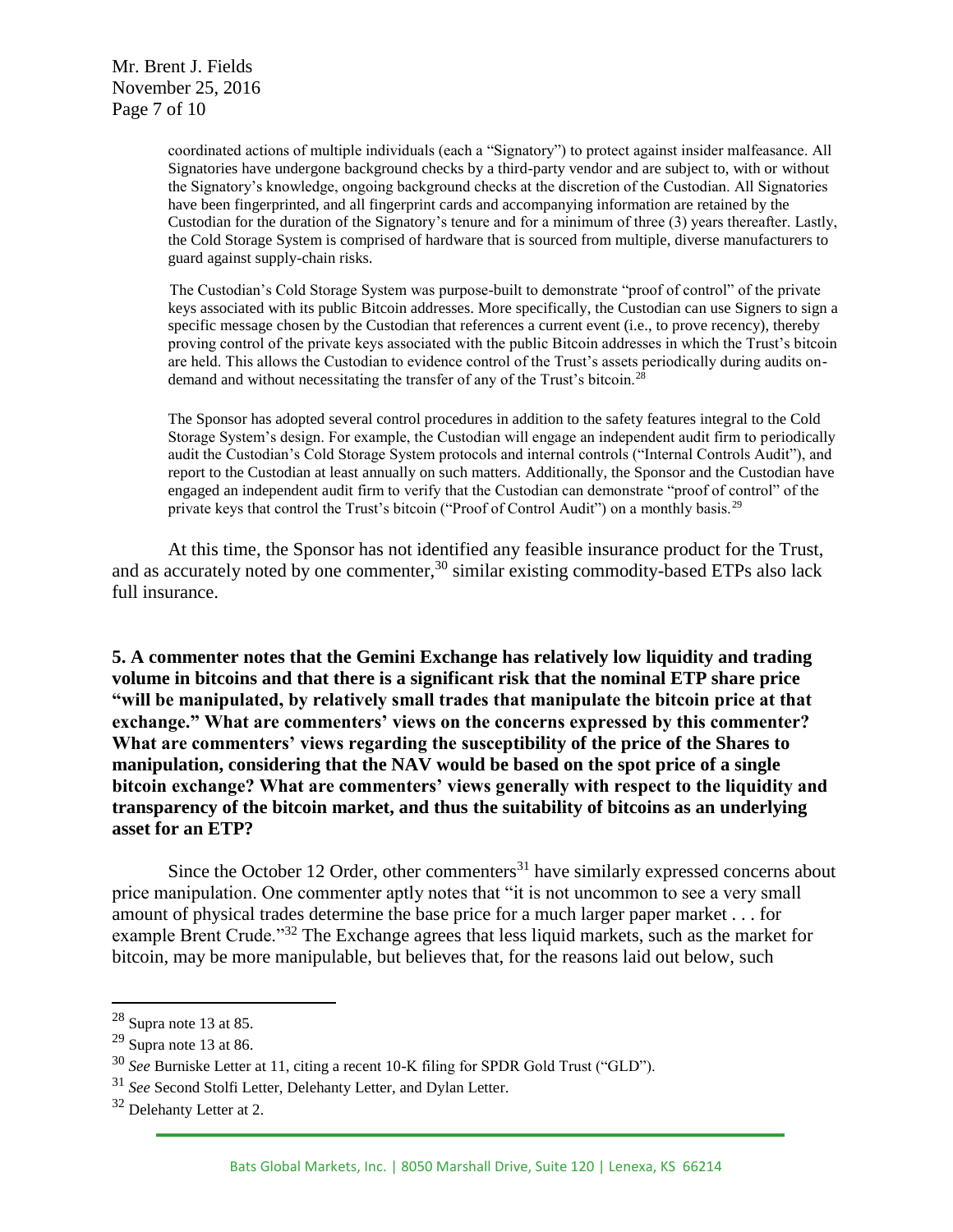> coordinated actions of multiple individuals (each a "Signatory") to protect against insider malfeasance. All Signatories have undergone background checks by a third-party vendor and are subject to, with or without the Signatory's knowledge, ongoing background checks at the discretion of the Custodian. All Signatories have been fingerprinted, and all fingerprint cards and accompanying information are retained by the Custodian for the duration of the Signatory's tenure and for a minimum of three (3) years thereafter. Lastly, the Cold Storage System is comprised of hardware that is sourced from multiple, diverse manufacturers to guard against supply-chain risks.
>
> The Custodian's Cold Storage System was purpose-built to demonstrate "proof of control" of the private keys associated with its public Bitcoin addresses. More specifically, the Custodian can use Signers to sign a specific message chosen by the Custodian that references a current event (i.e., to prove recency), thereby proving control of the private keys associated with the public Bitcoin addresses in which the Trust's bitcoin are held. This allows the Custodian to evidence control of the Trust's assets periodically during audits on-demand and without necessitating the transfer of any of the Trust's bitcoin.[28]
>
> The Sponsor has adopted several control procedures in addition to the safety features integral to the Cold Storage System's design. For example, the Custodian will engage an independent audit firm to periodically audit the Custodian's Cold Storage System protocols and internal controls ("Internal Controls Audit"), and report to the Custodian at least annually on such matters. Additionally, the Sponsor and the Custodian have engaged an independent audit firm to verify that the Custodian can demonstrate "proof of control" of the private keys that control the Trust's bitcoin ("Proof of Control Audit") on a monthly basis.[29]

At this time, the Sponsor has not identified any feasible insurance product for the Trust, and as accurately noted by one commenter,[30] similar existing commodity-based ETPs also lack full insurance.

**5. A commenter notes that the Gemini Exchange has relatively low liquidity and trading volume in bitcoins and that there is a significant risk that the nominal ETP share price "will be manipulated, by relatively small trades that manipulate the bitcoin price at that exchange." What are commenters' views on the concerns expressed by this commenter? What are commenters' views regarding the susceptibility of the price of the Shares to manipulation, considering that the NAV would be based on the spot price of a single bitcoin exchange? What are commenters' views generally with respect to the liquidity and transparency of the bitcoin market, and thus the suitability of bitcoins as an underlying asset for an ETP?**

Since the October 12 Order, other commenters[31] have similarly expressed concerns about price manipulation. One commenter aptly notes that "it is not uncommon to see a very small amount of physical trades determine the base price for a much larger paper market . . . for example Brent Crude."[32] The Exchange agrees that less liquid markets, such as the market for bitcoin, may be more manipulable, but believes that, for the reasons laid out below, such

---

[28] Supra note 13 at 85.

[29] Supra note 13 at 86.

[30] *See* Burniske Letter at 11, citing a recent 10-K filing for SPDR Gold Trust ("GLD").

[31] *See* Second Stolfi Letter, Delehanty Letter, and Dylan Letter.

[32] Delehanty Letter at 2.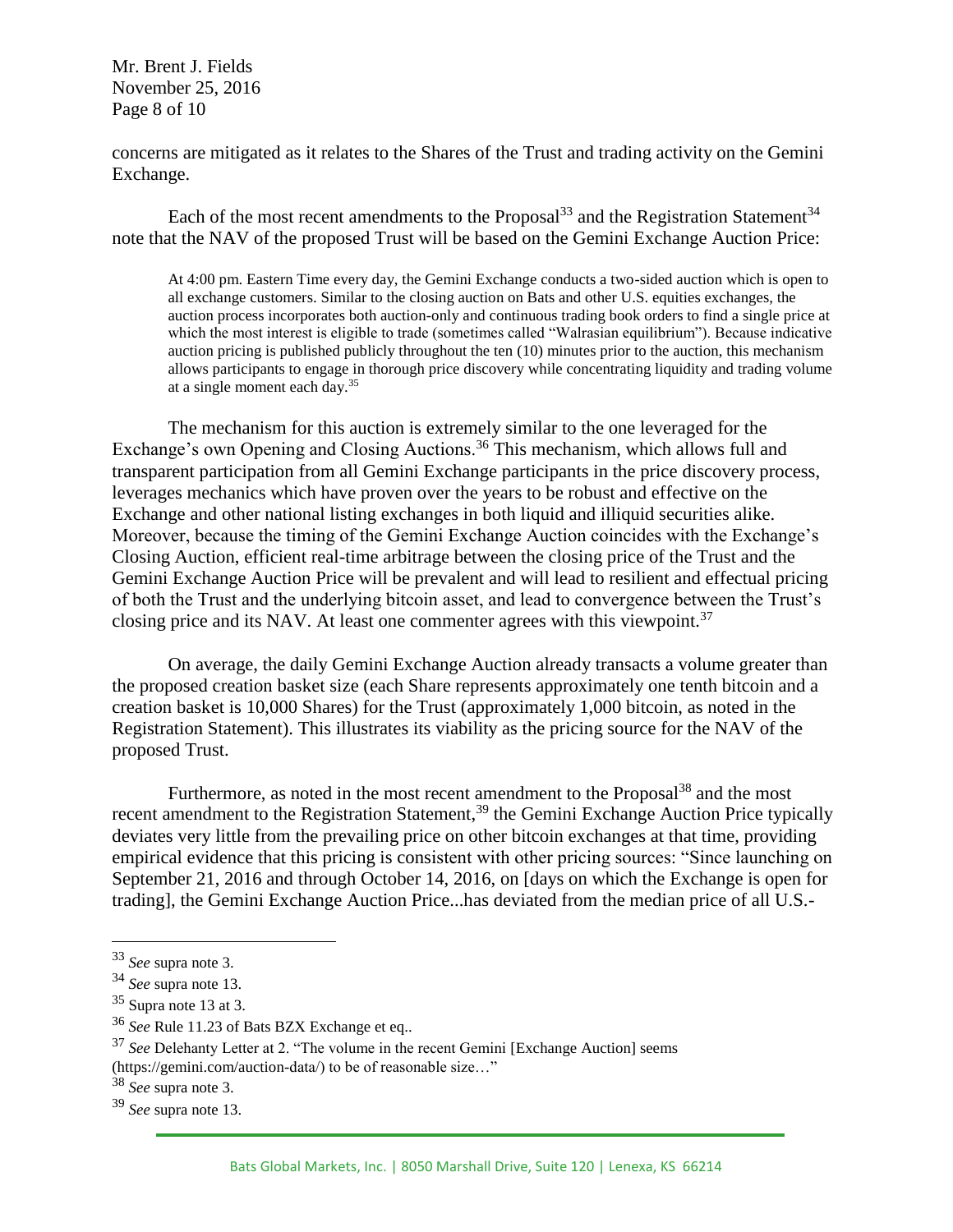concerns are mitigated as it relates to the Shares of the Trust and trading activity on the Gemini Exchange.

Each of the most recent amendments to the Proposal[33] and the Registration Statement[34] note that the NAV of the proposed Trust will be based on the Gemini Exchange Auction Price:

> At 4:00 pm. Eastern Time every day, the Gemini Exchange conducts a two-sided auction which is open to all exchange customers. Similar to the closing auction on Bats and other U.S. equities exchanges, the auction process incorporates both auction-only and continuous trading book orders to find a single price at which the most interest is eligible to trade (sometimes called "Walrasian equilibrium"). Because indicative auction pricing is published publicly throughout the ten (10) minutes prior to the auction, this mechanism allows participants to engage in thorough price discovery while concentrating liquidity and trading volume at a single moment each day.[35]

The mechanism for this auction is extremely similar to the one leveraged for the Exchange's own Opening and Closing Auctions.[36] This mechanism, which allows full and transparent participation from all Gemini Exchange participants in the price discovery process, leverages mechanics which have proven over the years to be robust and effective on the Exchange and other national listing exchanges in both liquid and illiquid securities alike. Moreover, because the timing of the Gemini Exchange Auction coincides with the Exchange's Closing Auction, efficient real-time arbitrage between the closing price of the Trust and the Gemini Exchange Auction Price will be prevalent and will lead to resilient and effectual pricing of both the Trust and the underlying bitcoin asset, and lead to convergence between the Trust's closing price and its NAV. At least one commenter agrees with this viewpoint.[37]

On average, the daily Gemini Exchange Auction already transacts a volume greater than the proposed creation basket size (each Share represents approximately one tenth bitcoin and a creation basket is 10,000 Shares) for the Trust (approximately 1,000 bitcoin, as noted in the Registration Statement). This illustrates its viability as the pricing source for the NAV of the proposed Trust.

Furthermore, as noted in the most recent amendment to the Proposal[38] and the most recent amendment to the Registration Statement,[39] the Gemini Exchange Auction Price typically deviates very little from the prevailing price on other bitcoin exchanges at that time, providing empirical evidence that this pricing is consistent with other pricing sources: "Since launching on September 21, 2016 and through October 14, 2016, on [days on which the Exchange is open for trading], the Gemini Exchange Auction Price...has deviated from the median price of all U.S.-

---

[33] *See* supra note 3.

[34] *See* supra note 13.

[35] Supra note 13 at 3.

[36] *See* Rule 11.23 of Bats BZX Exchange et eq..

[37] *See* Delehanty Letter at 2. "The volume in the recent Gemini [Exchange Auction] seems (https://gemini.com/auction-data/) to be of reasonable size…"

[38] *See* supra note 3.

[39] *See* supra note 13.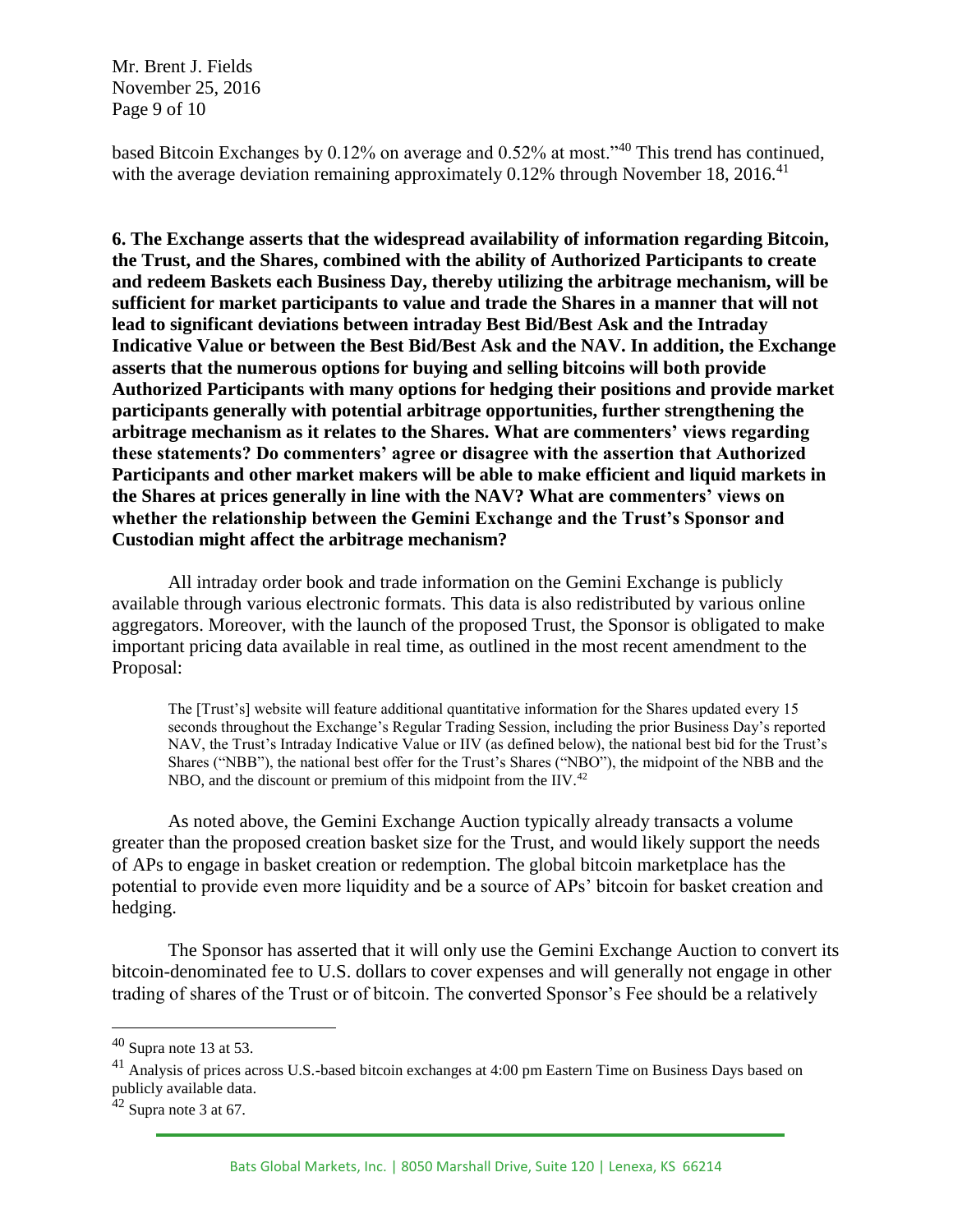based Bitcoin Exchanges by 0.12% on average and 0.52% at most."[40] This trend has continued, with the average deviation remaining approximately 0.12% through November 18, 2016.[41]

**6. The Exchange asserts that the widespread availability of information regarding Bitcoin, the Trust, and the Shares, combined with the ability of Authorized Participants to create and redeem Baskets each Business Day, thereby utilizing the arbitrage mechanism, will be sufficient for market participants to value and trade the Shares in a manner that will not lead to significant deviations between intraday Best Bid/Best Ask and the Intraday Indicative Value or between the Best Bid/Best Ask and the NAV. In addition, the Exchange asserts that the numerous options for buying and selling bitcoins will both provide Authorized Participants with many options for hedging their positions and provide market participants generally with potential arbitrage opportunities, further strengthening the arbitrage mechanism as it relates to the Shares. What are commenters' views regarding these statements? Do commenters' agree or disagree with the assertion that Authorized Participants and other market makers will be able to make efficient and liquid markets in the Shares at prices generally in line with the NAV? What are commenters' views on whether the relationship between the Gemini Exchange and the Trust's Sponsor and Custodian might affect the arbitrage mechanism?**

All intraday order book and trade information on the Gemini Exchange is publicly available through various electronic formats. This data is also redistributed by various online aggregators. Moreover, with the launch of the proposed Trust, the Sponsor is obligated to make important pricing data available in real time, as outlined in the most recent amendment to the Proposal:

> The [Trust's] website will feature additional quantitative information for the Shares updated every 15 seconds throughout the Exchange's Regular Trading Session, including the prior Business Day's reported NAV, the Trust's Intraday Indicative Value or IIV (as defined below), the national best bid for the Trust's Shares ("NBB"), the national best offer for the Trust's Shares ("NBO"), the midpoint of the NBB and the NBO, and the discount or premium of this midpoint from the IIV.[42]

As noted above, the Gemini Exchange Auction typically already transacts a volume greater than the proposed creation basket size for the Trust, and would likely support the needs of APs to engage in basket creation or redemption. The global bitcoin marketplace has the potential to provide even more liquidity and be a source of APs' bitcoin for basket creation and hedging.

The Sponsor has asserted that it will only use the Gemini Exchange Auction to convert its bitcoin-denominated fee to U.S. dollars to cover expenses and will generally not engage in other trading of shares of the Trust or of bitcoin. The converted Sponsor's Fee should be a relatively

---

[40] Supra note 13 at 53.

[41] Analysis of prices across U.S.-based bitcoin exchanges at 4:00 pm Eastern Time on Business Days based on publicly available data.

[42] Supra note 3 at 67.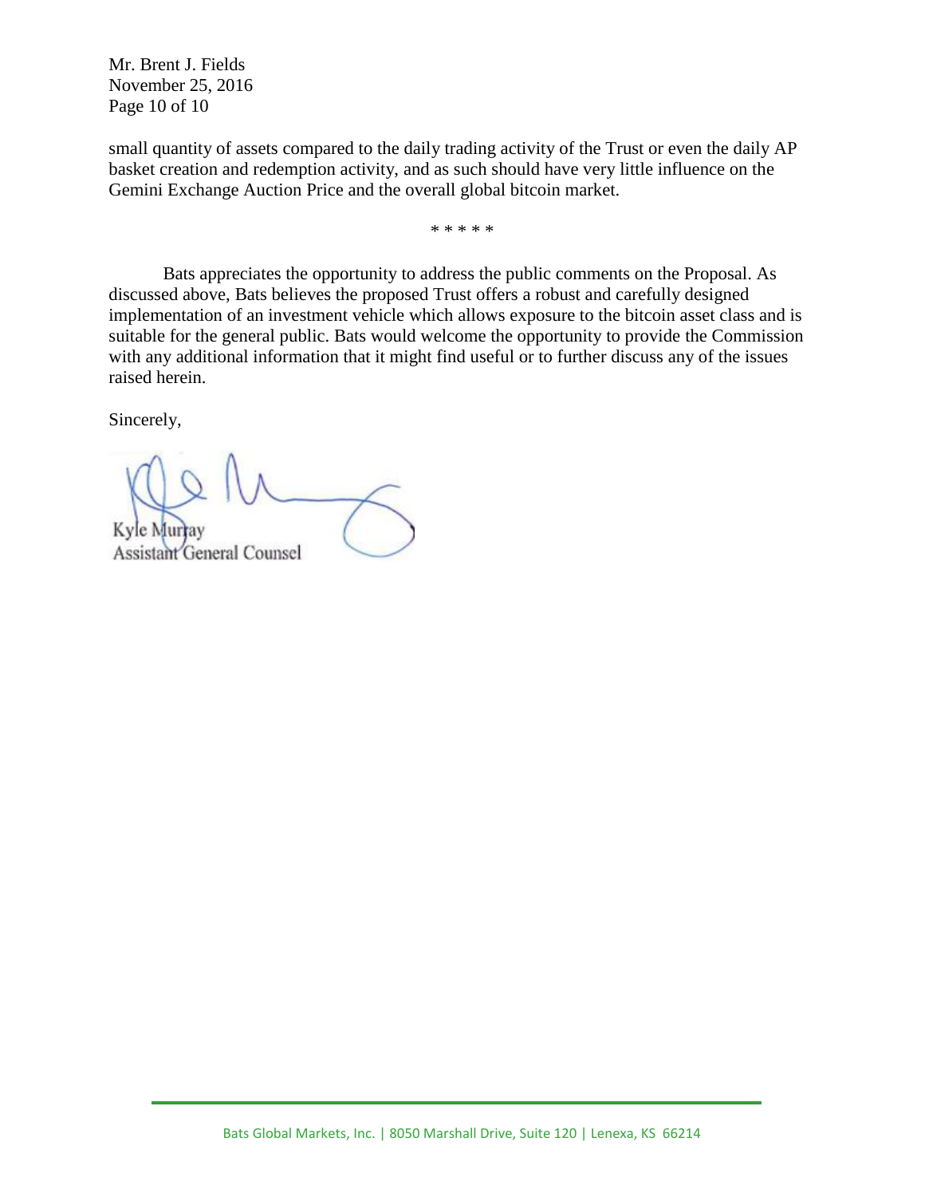small quantity of assets compared to the daily trading activity of the Trust or even the daily AP basket creation and redemption activity, and as such should have very little influence on the Gemini Exchange Auction Price and the overall global bitcoin market.

\* \* \* \* \*

Bats appreciates the opportunity to address the public comments on the Proposal. As discussed above, Bats believes the proposed Trust offers a robust and carefully designed implementation of an investment vehicle which allows exposure to the bitcoin asset class and is suitable for the general public. Bats would welcome the opportunity to provide the Commission with any additional information that it might find useful or to further discuss any of the issues raised herein.

Sincerely,

Kyle Murray
Assistant General Counsel